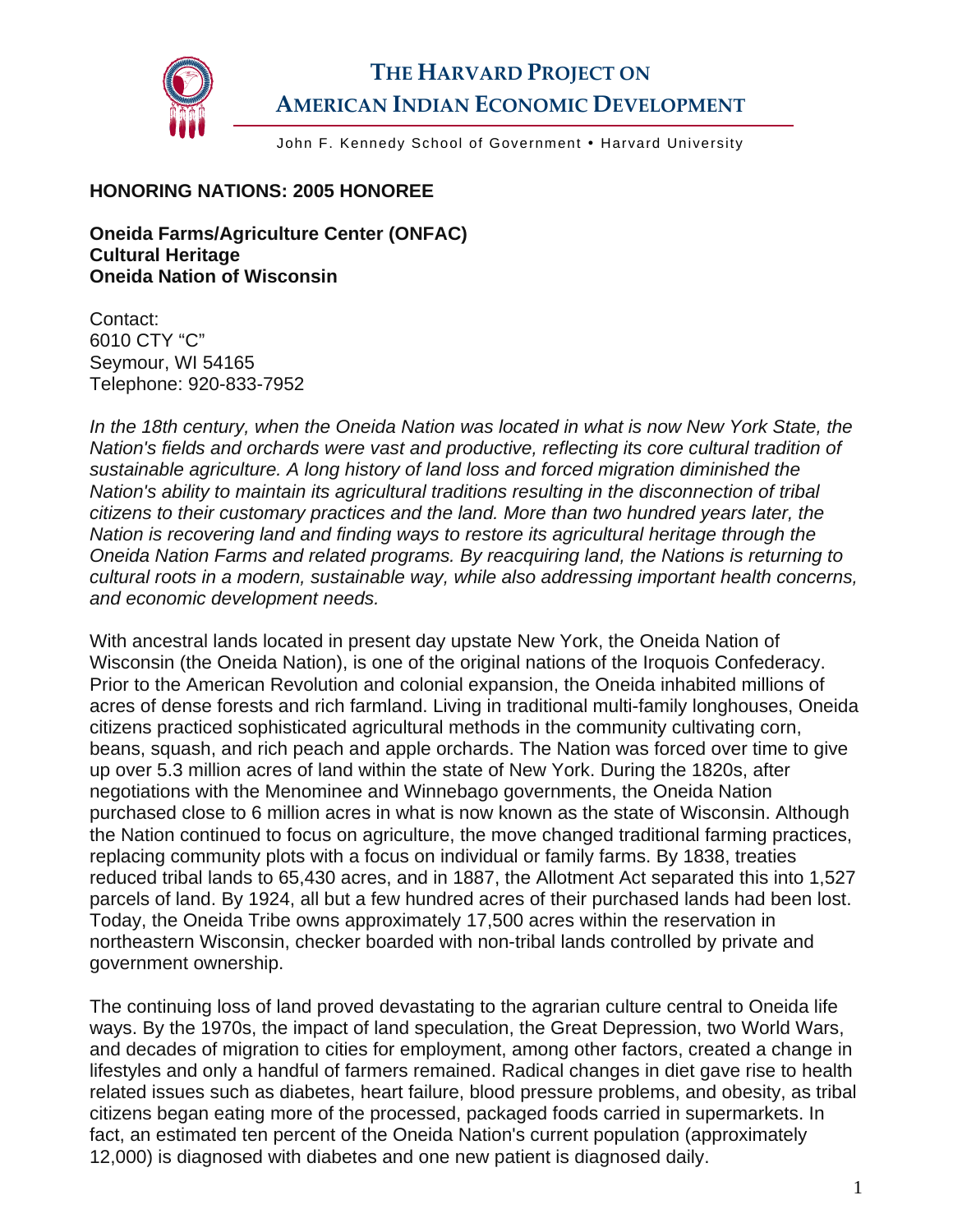# THE HARVARD PROJECT ON AMERICAN INDIAN ECONOMIC DEVELOPMENT

John F. Kennedy School of Government • Harvard University

**HONORING NATIONS: 2005 HONOREE**

**Oneida Farms/Agriculture Center (ONFAC)**
**Cultural Heritage**
**Oneida Nation of Wisconsin**

Contact:
6010 CTY "C"
Seymour, WI 54165
Telephone: 920-833-7952

*In the 18th century, when the Oneida Nation was located in what is now New York State, the Nation's fields and orchards were vast and productive, reflecting its core cultural tradition of sustainable agriculture. A long history of land loss and forced migration diminished the Nation's ability to maintain its agricultural traditions resulting in the disconnection of tribal citizens to their customary practices and the land. More than two hundred years later, the Nation is recovering land and finding ways to restore its agricultural heritage through the Oneida Nation Farms and related programs. By reacquiring land, the Nations is returning to cultural roots in a modern, sustainable way, while also addressing important health concerns, and economic development needs.*

With ancestral lands located in present day upstate New York, the Oneida Nation of Wisconsin (the Oneida Nation), is one of the original nations of the Iroquois Confederacy. Prior to the American Revolution and colonial expansion, the Oneida inhabited millions of acres of dense forests and rich farmland. Living in traditional multi-family longhouses, Oneida citizens practiced sophisticated agricultural methods in the community cultivating corn, beans, squash, and rich peach and apple orchards. The Nation was forced over time to give up over 5.3 million acres of land within the state of New York. During the 1820s, after negotiations with the Menominee and Winnebago governments, the Oneida Nation purchased close to 6 million acres in what is now known as the state of Wisconsin. Although the Nation continued to focus on agriculture, the move changed traditional farming practices, replacing community plots with a focus on individual or family farms. By 1838, treaties reduced tribal lands to 65,430 acres, and in 1887, the Allotment Act separated this into 1,527 parcels of land. By 1924, all but a few hundred acres of their purchased lands had been lost. Today, the Oneida Tribe owns approximately 17,500 acres within the reservation in northeastern Wisconsin, checker boarded with non-tribal lands controlled by private and government ownership.

The continuing loss of land proved devastating to the agrarian culture central to Oneida life ways. By the 1970s, the impact of land speculation, the Great Depression, two World Wars, and decades of migration to cities for employment, among other factors, created a change in lifestyles and only a handful of farmers remained. Radical changes in diet gave rise to health related issues such as diabetes, heart failure, blood pressure problems, and obesity, as tribal citizens began eating more of the processed, packaged foods carried in supermarkets. In fact, an estimated ten percent of the Oneida Nation's current population (approximately 12,000) is diagnosed with diabetes and one new patient is diagnosed daily.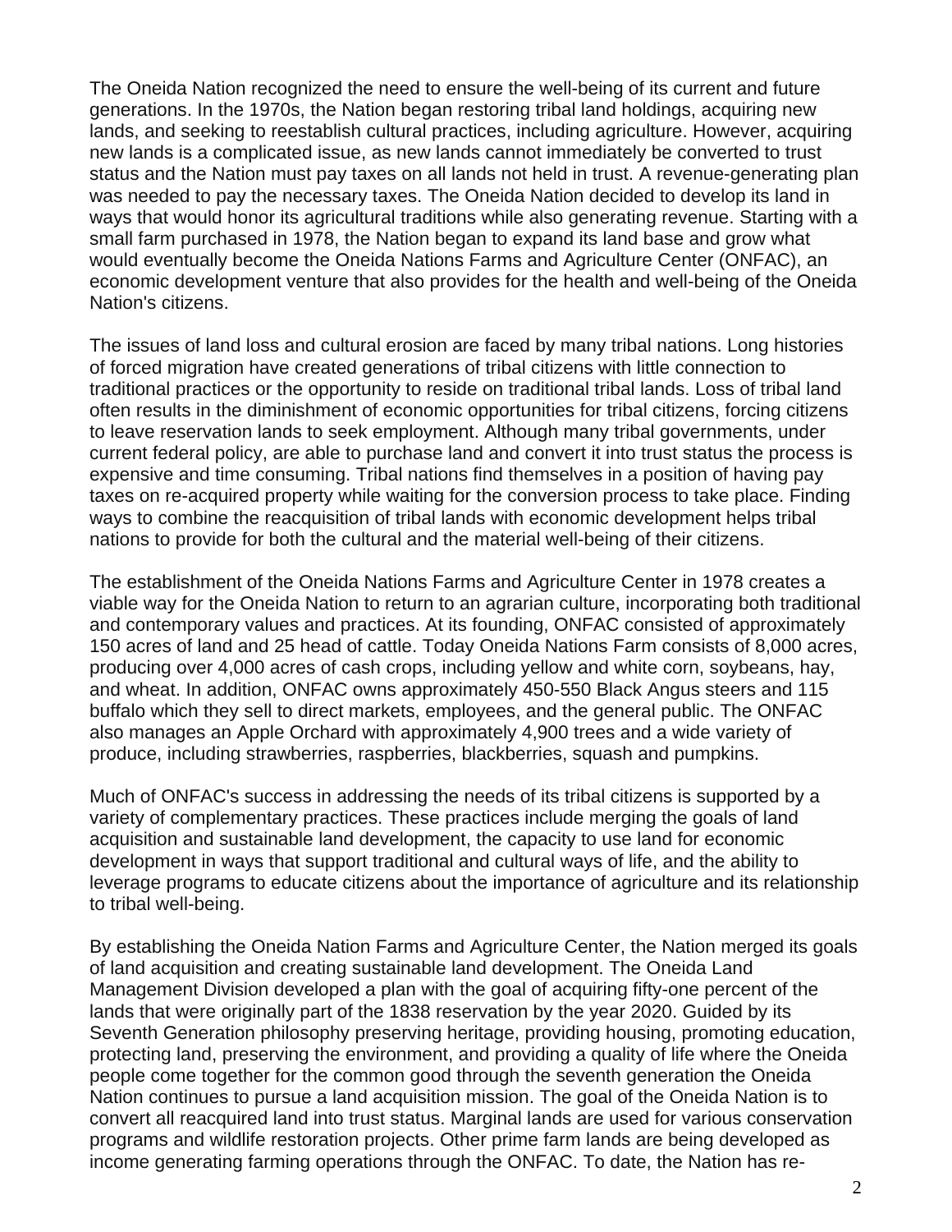The Oneida Nation recognized the need to ensure the well-being of its current and future generations. In the 1970s, the Nation began restoring tribal land holdings, acquiring new lands, and seeking to reestablish cultural practices, including agriculture. However, acquiring new lands is a complicated issue, as new lands cannot immediately be converted to trust status and the Nation must pay taxes on all lands not held in trust. A revenue-generating plan was needed to pay the necessary taxes. The Oneida Nation decided to develop its land in ways that would honor its agricultural traditions while also generating revenue. Starting with a small farm purchased in 1978, the Nation began to expand its land base and grow what would eventually become the Oneida Nations Farms and Agriculture Center (ONFAC), an economic development venture that also provides for the health and well-being of the Oneida Nation's citizens.

The issues of land loss and cultural erosion are faced by many tribal nations. Long histories of forced migration have created generations of tribal citizens with little connection to traditional practices or the opportunity to reside on traditional tribal lands. Loss of tribal land often results in the diminishment of economic opportunities for tribal citizens, forcing citizens to leave reservation lands to seek employment. Although many tribal governments, under current federal policy, are able to purchase land and convert it into trust status the process is expensive and time consuming. Tribal nations find themselves in a position of having pay taxes on re-acquired property while waiting for the conversion process to take place. Finding ways to combine the reacquisition of tribal lands with economic development helps tribal nations to provide for both the cultural and the material well-being of their citizens.

The establishment of the Oneida Nations Farms and Agriculture Center in 1978 creates a viable way for the Oneida Nation to return to an agrarian culture, incorporating both traditional and contemporary values and practices. At its founding, ONFAC consisted of approximately 150 acres of land and 25 head of cattle. Today Oneida Nations Farm consists of 8,000 acres, producing over 4,000 acres of cash crops, including yellow and white corn, soybeans, hay, and wheat. In addition, ONFAC owns approximately 450-550 Black Angus steers and 115 buffalo which they sell to direct markets, employees, and the general public. The ONFAC also manages an Apple Orchard with approximately 4,900 trees and a wide variety of produce, including strawberries, raspberries, blackberries, squash and pumpkins.

Much of ONFAC's success in addressing the needs of its tribal citizens is supported by a variety of complementary practices. These practices include merging the goals of land acquisition and sustainable land development, the capacity to use land for economic development in ways that support traditional and cultural ways of life, and the ability to leverage programs to educate citizens about the importance of agriculture and its relationship to tribal well-being.

By establishing the Oneida Nation Farms and Agriculture Center, the Nation merged its goals of land acquisition and creating sustainable land development. The Oneida Land Management Division developed a plan with the goal of acquiring fifty-one percent of the lands that were originally part of the 1838 reservation by the year 2020. Guided by its Seventh Generation philosophy preserving heritage, providing housing, promoting education, protecting land, preserving the environment, and providing a quality of life where the Oneida people come together for the common good through the seventh generation the Oneida Nation continues to pursue a land acquisition mission. The goal of the Oneida Nation is to convert all reacquired land into trust status. Marginal lands are used for various conservation programs and wildlife restoration projects. Other prime farm lands are being developed as income generating farming operations through the ONFAC. To date, the Nation has re-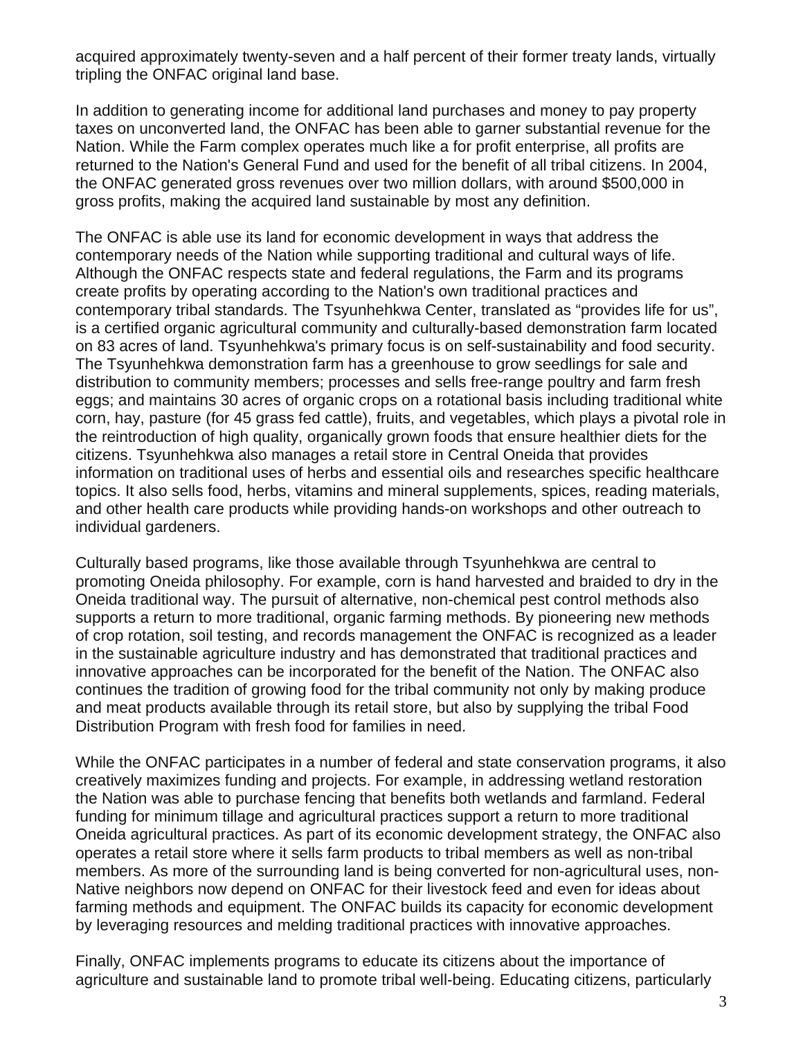acquired approximately twenty-seven and a half percent of their former treaty lands, virtually tripling the ONFAC original land base.

In addition to generating income for additional land purchases and money to pay property taxes on unconverted land, the ONFAC has been able to garner substantial revenue for the Nation. While the Farm complex operates much like a for profit enterprise, all profits are returned to the Nation's General Fund and used for the benefit of all tribal citizens. In 2004, the ONFAC generated gross revenues over two million dollars, with around $500,000 in gross profits, making the acquired land sustainable by most any definition.

The ONFAC is able use its land for economic development in ways that address the contemporary needs of the Nation while supporting traditional and cultural ways of life. Although the ONFAC respects state and federal regulations, the Farm and its programs create profits by operating according to the Nation's own traditional practices and contemporary tribal standards. The Tsyunhehkwa Center, translated as "provides life for us", is a certified organic agricultural community and culturally-based demonstration farm located on 83 acres of land. Tsyunhehkwa's primary focus is on self-sustainability and food security. The Tsyunhehkwa demonstration farm has a greenhouse to grow seedlings for sale and distribution to community members; processes and sells free-range poultry and farm fresh eggs; and maintains 30 acres of organic crops on a rotational basis including traditional white corn, hay, pasture (for 45 grass fed cattle), fruits, and vegetables, which plays a pivotal role in the reintroduction of high quality, organically grown foods that ensure healthier diets for the citizens. Tsyunhehkwa also manages a retail store in Central Oneida that provides information on traditional uses of herbs and essential oils and researches specific healthcare topics. It also sells food, herbs, vitamins and mineral supplements, spices, reading materials, and other health care products while providing hands-on workshops and other outreach to individual gardeners.

Culturally based programs, like those available through Tsyunhehkwa are central to promoting Oneida philosophy. For example, corn is hand harvested and braided to dry in the Oneida traditional way. The pursuit of alternative, non-chemical pest control methods also supports a return to more traditional, organic farming methods. By pioneering new methods of crop rotation, soil testing, and records management the ONFAC is recognized as a leader in the sustainable agriculture industry and has demonstrated that traditional practices and innovative approaches can be incorporated for the benefit of the Nation. The ONFAC also continues the tradition of growing food for the tribal community not only by making produce and meat products available through its retail store, but also by supplying the tribal Food Distribution Program with fresh food for families in need.

While the ONFAC participates in a number of federal and state conservation programs, it also creatively maximizes funding and projects. For example, in addressing wetland restoration the Nation was able to purchase fencing that benefits both wetlands and farmland. Federal funding for minimum tillage and agricultural practices support a return to more traditional Oneida agricultural practices. As part of its economic development strategy, the ONFAC also operates a retail store where it sells farm products to tribal members as well as non-tribal members. As more of the surrounding land is being converted for non-agricultural uses, non-Native neighbors now depend on ONFAC for their livestock feed and even for ideas about farming methods and equipment. The ONFAC builds its capacity for economic development by leveraging resources and melding traditional practices with innovative approaches.

Finally, ONFAC implements programs to educate its citizens about the importance of agriculture and sustainable land to promote tribal well-being. Educating citizens, particularly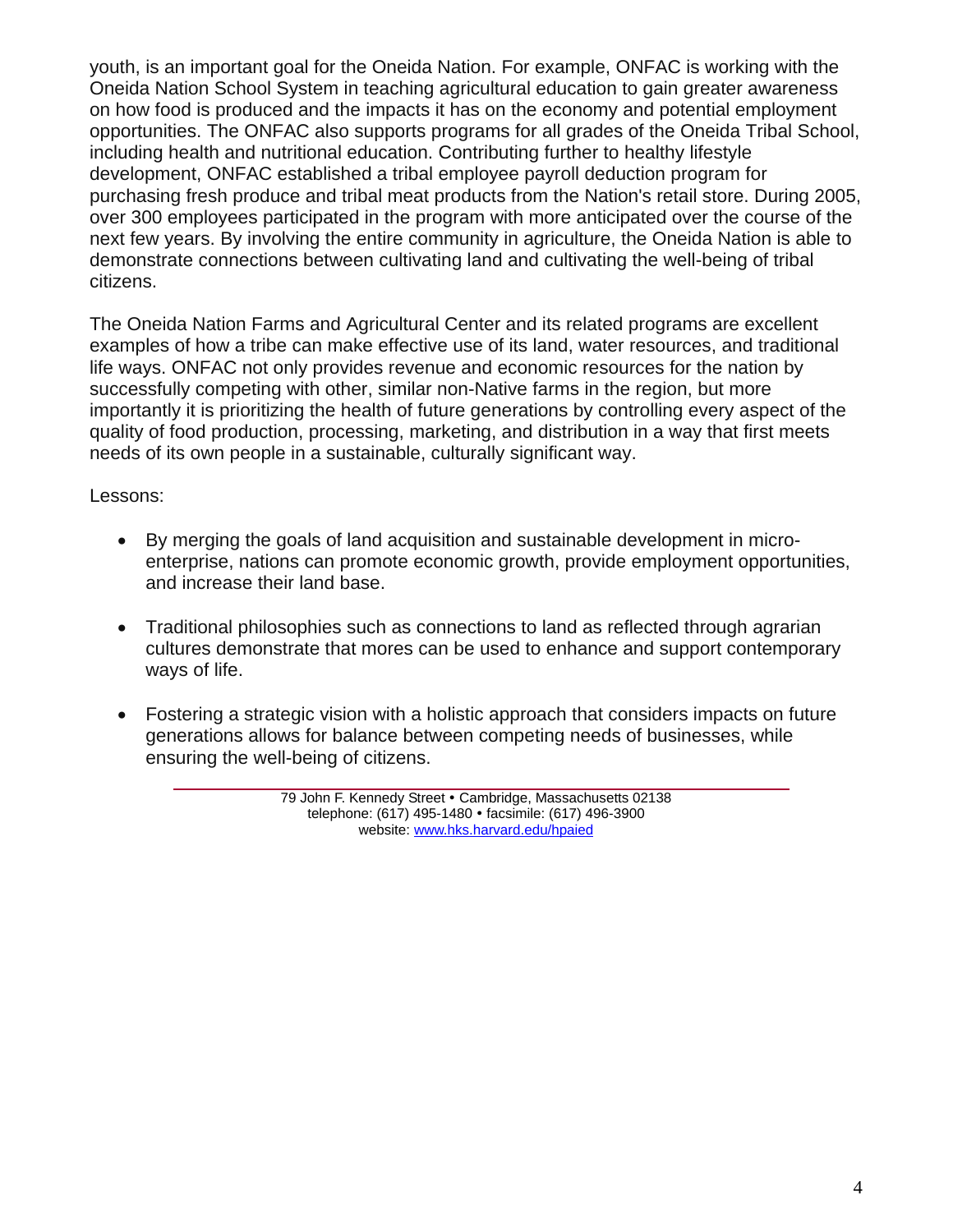youth, is an important goal for the Oneida Nation. For example, ONFAC is working with the Oneida Nation School System in teaching agricultural education to gain greater awareness on how food is produced and the impacts it has on the economy and potential employment opportunities. The ONFAC also supports programs for all grades of the Oneida Tribal School, including health and nutritional education. Contributing further to healthy lifestyle development, ONFAC established a tribal employee payroll deduction program for purchasing fresh produce and tribal meat products from the Nation's retail store. During 2005, over 300 employees participated in the program with more anticipated over the course of the next few years. By involving the entire community in agriculture, the Oneida Nation is able to demonstrate connections between cultivating land and cultivating the well-being of tribal citizens.

The Oneida Nation Farms and Agricultural Center and its related programs are excellent examples of how a tribe can make effective use of its land, water resources, and traditional life ways. ONFAC not only provides revenue and economic resources for the nation by successfully competing with other, similar non-Native farms in the region, but more importantly it is prioritizing the health of future generations by controlling every aspect of the quality of food production, processing, marketing, and distribution in a way that first meets needs of its own people in a sustainable, culturally significant way.

Lessons:

- By merging the goals of land acquisition and sustainable development in micro-enterprise, nations can promote economic growth, provide employment opportunities, and increase their land base.
- Traditional philosophies such as connections to land as reflected through agrarian cultures demonstrate that mores can be used to enhance and support contemporary ways of life.
- Fostering a strategic vision with a holistic approach that considers impacts on future generations allows for balance between competing needs of businesses, while ensuring the well-being of citizens.

79 John F. Kennedy Street • Cambridge, Massachusetts 02138
telephone: (617) 495-1480 • facsimile: (617) 496-3900
website: www.hks.harvard.edu/hpaied